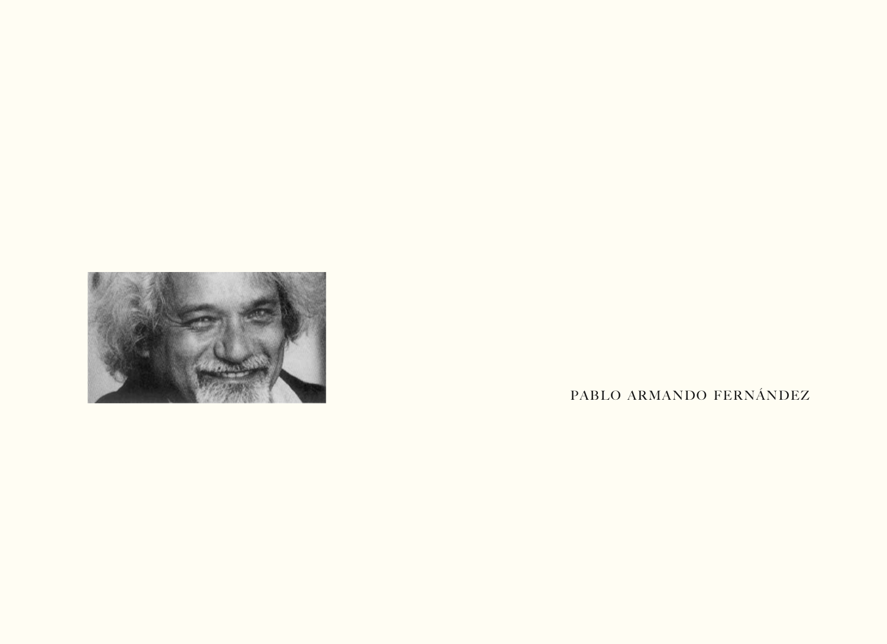PABLO ARMANDO FERNÁNDEZ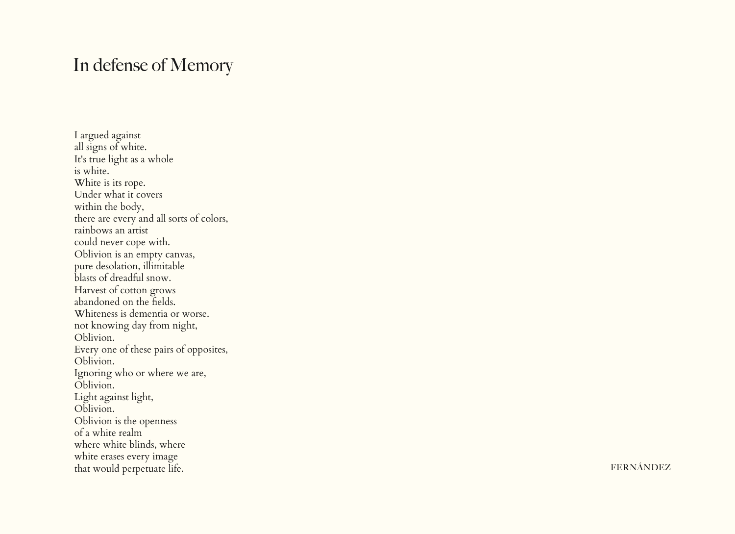# In defense of Memory

I argued against
all signs of white.
It's true light as a whole
is white.
White is its rope.
Under what it covers
within the body,
there are every and all sorts of colors,
rainbows an artist
could never cope with.
Oblivion is an empty canvas,
pure desolation, illimitable
blasts of dreadful snow.
Harvest of cotton grows
abandoned on the fields.
Whiteness is dementia or worse.
not knowing day from night,
Oblivion.
Every one of these pairs of opposites,
Oblivion.
Ignoring who or where we are,
Oblivion.
Light against light,
Oblivion.
Oblivion is the openness
of a white realm
where white blinds, where
white erases every image
that would perpetuate life.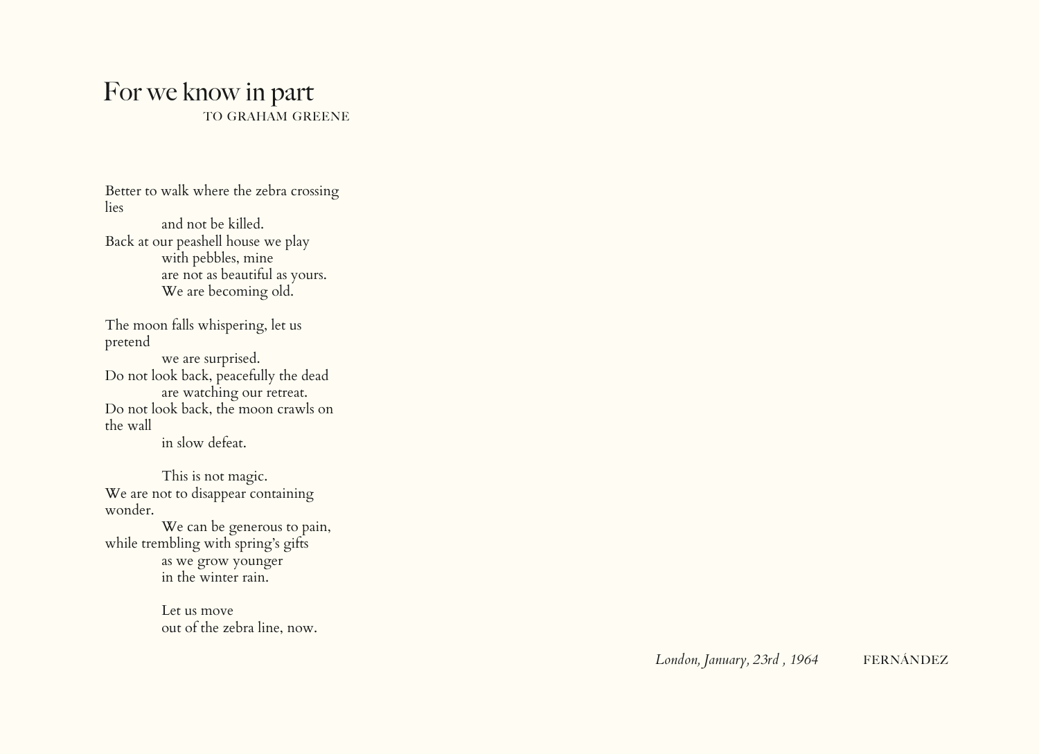# For we know in part

TO GRAHAM GREENE

Better to walk where the zebra crossing lies
    and not be killed.
Back at our peashell house we play
    with pebbles, mine
    are not as beautiful as yours.
    We are becoming old.

The moon falls whispering, let us pretend
    we are surprised.
Do not look back, peacefully the dead
    are watching our retreat.
Do not look back, the moon crawls on the wall
    in slow defeat.

    This is not magic.
We are not to disappear containing wonder.
    We can be generous to pain,
while trembling with spring's gifts
    as we grow younger
    in the winter rain.

    Let us move
    out of the zebra line, now.

*London, January, 23rd , 1964* FERNÁNDEZ